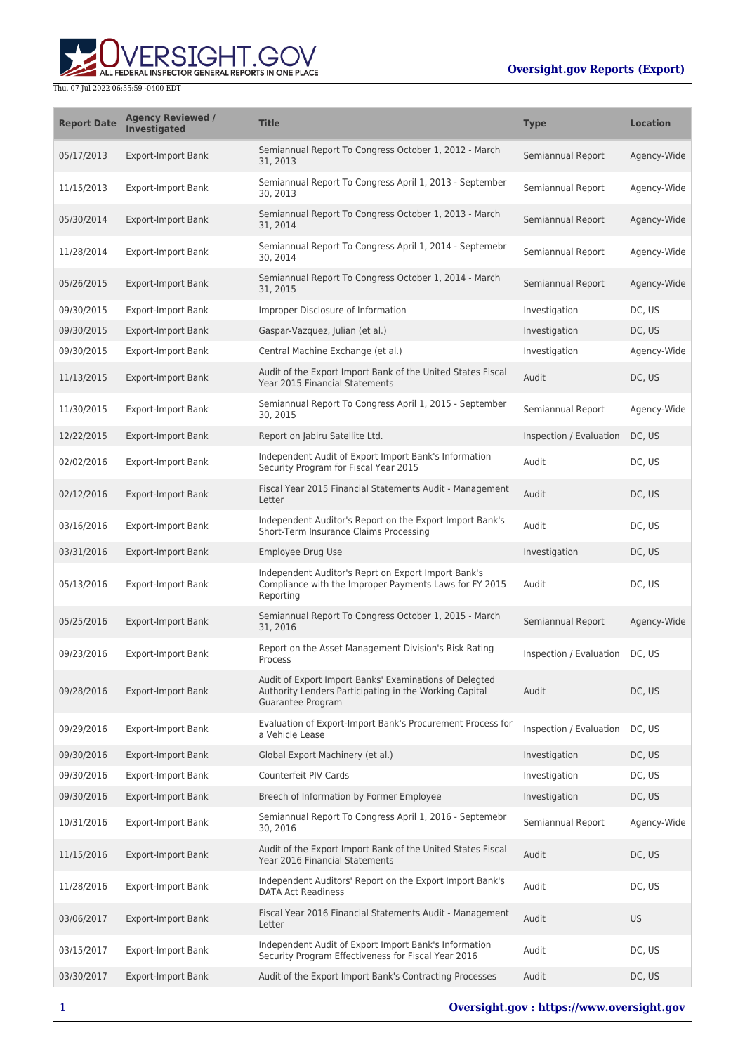| Report Date | Agency Reviewed / Investigated | Title | Type | Location |
|---|---|---|---|---|
| 05/17/2013 | Export-Import Bank | Semiannual Report To Congress October 1, 2012 - March 31, 2013 | Semiannual Report | Agency-Wide |
| 11/15/2013 | Export-Import Bank | Semiannual Report To Congress April 1, 2013 - September 30, 2013 | Semiannual Report | Agency-Wide |
| 05/30/2014 | Export-Import Bank | Semiannual Report To Congress October 1, 2013 - March 31, 2014 | Semiannual Report | Agency-Wide |
| 11/28/2014 | Export-Import Bank | Semiannual Report To Congress April 1, 2014 - Septemebr 30, 2014 | Semiannual Report | Agency-Wide |
| 05/26/2015 | Export-Import Bank | Semiannual Report To Congress October 1, 2014 - March 31, 2015 | Semiannual Report | Agency-Wide |
| 09/30/2015 | Export-Import Bank | Improper Disclosure of Information | Investigation | DC, US |
| 09/30/2015 | Export-Import Bank | Gaspar-Vazquez, Julian (et al.) | Investigation | DC, US |
| 09/30/2015 | Export-Import Bank | Central Machine Exchange (et al.) | Investigation | Agency-Wide |
| 11/13/2015 | Export-Import Bank | Audit of the Export Import Bank of the United States Fiscal Year 2015 Financial Statements | Audit | DC, US |
| 11/30/2015 | Export-Import Bank | Semiannual Report To Congress April 1, 2015 - September 30, 2015 | Semiannual Report | Agency-Wide |
| 12/22/2015 | Export-Import Bank | Report on Jabiru Satellite Ltd. | Inspection / Evaluation | DC, US |
| 02/02/2016 | Export-Import Bank | Independent Audit of Export Import Bank's Information Security Program for Fiscal Year 2015 | Audit | DC, US |
| 02/12/2016 | Export-Import Bank | Fiscal Year 2015 Financial Statements Audit - Management Letter | Audit | DC, US |
| 03/16/2016 | Export-Import Bank | Independent Auditor's Report on the Export Import Bank's Short-Term Insurance Claims Processing | Audit | DC, US |
| 03/31/2016 | Export-Import Bank | Employee Drug Use | Investigation | DC, US |
| 05/13/2016 | Export-Import Bank | Independent Auditor's Reprt on Export Import Bank's Compliance with the Improper Payments Laws for FY 2015 Reporting | Audit | DC, US |
| 05/25/2016 | Export-Import Bank | Semiannual Report To Congress October 1, 2015 - March 31, 2016 | Semiannual Report | Agency-Wide |
| 09/23/2016 | Export-Import Bank | Report on the Asset Management Division's Risk Rating Process | Inspection / Evaluation | DC, US |
| 09/28/2016 | Export-Import Bank | Audit of Export Import Banks' Examinations of Delegted Authority Lenders Participating in the Working Capital Guarantee Program | Audit | DC, US |
| 09/29/2016 | Export-Import Bank | Evaluation of Export-Import Bank's Procurement Process for a Vehicle Lease | Inspection / Evaluation | DC, US |
| 09/30/2016 | Export-Import Bank | Global Export Machinery (et al.) | Investigation | DC, US |
| 09/30/2016 | Export-Import Bank | Counterfeit PIV Cards | Investigation | DC, US |
| 09/30/2016 | Export-Import Bank | Breech of Information by Former Employee | Investigation | DC, US |
| 10/31/2016 | Export-Import Bank | Semiannual Report To Congress April 1, 2016 - Septemebr 30, 2016 | Semiannual Report | Agency-Wide |
| 11/15/2016 | Export-Import Bank | Audit of the Export Import Bank of the United States Fiscal Year 2016 Financial Statements | Audit | DC, US |
| 11/28/2016 | Export-Import Bank | Independent Auditors' Report on the Export Import Bank's DATA Act Readiness | Audit | DC, US |
| 03/06/2017 | Export-Import Bank | Fiscal Year 2016 Financial Statements Audit - Management Letter | Audit | US |
| 03/15/2017 | Export-Import Bank | Independent Audit of Export Import Bank's Information Security Program Effectiveness for Fiscal Year 2016 | Audit | DC, US |
| 03/30/2017 | Export-Import Bank | Audit of the Export Import Bank's Contracting Processes | Audit | DC, US |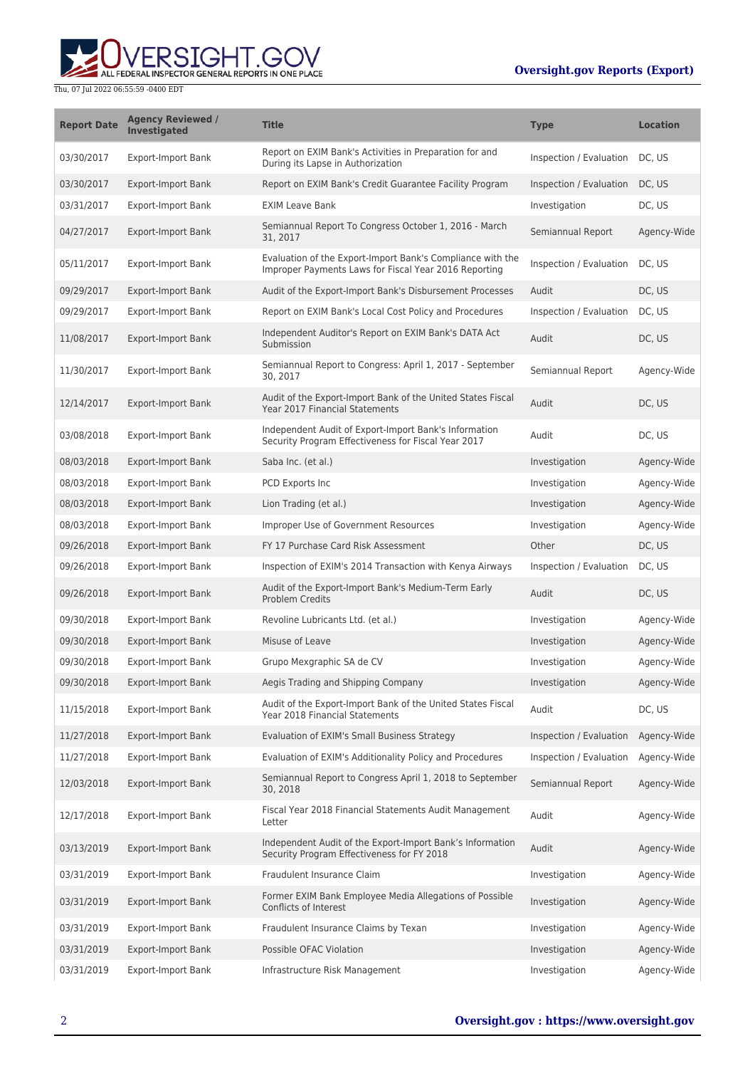| Report Date | Agency Reviewed / Investigated | Title | Type | Location |
| --- | --- | --- | --- | --- |
| 03/30/2017 | Export-Import Bank | Report on EXIM Bank's Activities in Preparation for and During its Lapse in Authorization | Inspection / Evaluation | DC, US |
| 03/30/2017 | Export-Import Bank | Report on EXIM Bank's Credit Guarantee Facility Program | Inspection / Evaluation | DC, US |
| 03/31/2017 | Export-Import Bank | EXIM Leave Bank | Investigation | DC, US |
| 04/27/2017 | Export-Import Bank | Semiannual Report To Congress October 1, 2016 - March 31, 2017 | Semiannual Report | Agency-Wide |
| 05/11/2017 | Export-Import Bank | Evaluation of the Export-Import Bank's Compliance with the Improper Payments Laws for Fiscal Year 2016 Reporting | Inspection / Evaluation | DC, US |
| 09/29/2017 | Export-Import Bank | Audit of the Export-Import Bank's Disbursement Processes | Audit | DC, US |
| 09/29/2017 | Export-Import Bank | Report on EXIM Bank's Local Cost Policy and Procedures | Inspection / Evaluation | DC, US |
| 11/08/2017 | Export-Import Bank | Independent Auditor's Report on EXIM Bank's DATA Act Submission | Audit | DC, US |
| 11/30/2017 | Export-Import Bank | Semiannual Report to Congress: April 1, 2017 - September 30, 2017 | Semiannual Report | Agency-Wide |
| 12/14/2017 | Export-Import Bank | Audit of the Export-Import Bank of the United States Fiscal Year 2017 Financial Statements | Audit | DC, US |
| 03/08/2018 | Export-Import Bank | Independent Audit of Export-Import Bank's Information Security Program Effectiveness for Fiscal Year 2017 | Audit | DC, US |
| 08/03/2018 | Export-Import Bank | Saba Inc. (et al.) | Investigation | Agency-Wide |
| 08/03/2018 | Export-Import Bank | PCD Exports Inc | Investigation | Agency-Wide |
| 08/03/2018 | Export-Import Bank | Lion Trading (et al.) | Investigation | Agency-Wide |
| 08/03/2018 | Export-Import Bank | Improper Use of Government Resources | Investigation | Agency-Wide |
| 09/26/2018 | Export-Import Bank | FY 17 Purchase Card Risk Assessment | Other | DC, US |
| 09/26/2018 | Export-Import Bank | Inspection of EXIM's 2014 Transaction with Kenya Airways | Inspection / Evaluation | DC, US |
| 09/26/2018 | Export-Import Bank | Audit of the Export-Import Bank's Medium-Term Early Problem Credits | Audit | DC, US |
| 09/30/2018 | Export-Import Bank | Revoline Lubricants Ltd. (et al.) | Investigation | Agency-Wide |
| 09/30/2018 | Export-Import Bank | Misuse of Leave | Investigation | Agency-Wide |
| 09/30/2018 | Export-Import Bank | Grupo Mexgraphic SA de CV | Investigation | Agency-Wide |
| 09/30/2018 | Export-Import Bank | Aegis Trading and Shipping Company | Investigation | Agency-Wide |
| 11/15/2018 | Export-Import Bank | Audit of the Export-Import Bank of the United States Fiscal Year 2018 Financial Statements | Audit | DC, US |
| 11/27/2018 | Export-Import Bank | Evaluation of EXIM's Small Business Strategy | Inspection / Evaluation | Agency-Wide |
| 11/27/2018 | Export-Import Bank | Evaluation of EXIM's Additionality Policy and Procedures | Inspection / Evaluation | Agency-Wide |
| 12/03/2018 | Export-Import Bank | Semiannual Report to Congress April 1, 2018 to September 30, 2018 | Semiannual Report | Agency-Wide |
| 12/17/2018 | Export-Import Bank | Fiscal Year 2018 Financial Statements Audit Management Letter | Audit | Agency-Wide |
| 03/13/2019 | Export-Import Bank | Independent Audit of the Export-Import Bank's Information Security Program Effectiveness for FY 2018 | Audit | Agency-Wide |
| 03/31/2019 | Export-Import Bank | Fraudulent Insurance Claim | Investigation | Agency-Wide |
| 03/31/2019 | Export-Import Bank | Former EXIM Bank Employee Media Allegations of Possible Conflicts of Interest | Investigation | Agency-Wide |
| 03/31/2019 | Export-Import Bank | Fraudulent Insurance Claims by Texan | Investigation | Agency-Wide |
| 03/31/2019 | Export-Import Bank | Possible OFAC Violation | Investigation | Agency-Wide |
| 03/31/2019 | Export-Import Bank | Infrastructure Risk Management | Investigation | Agency-Wide |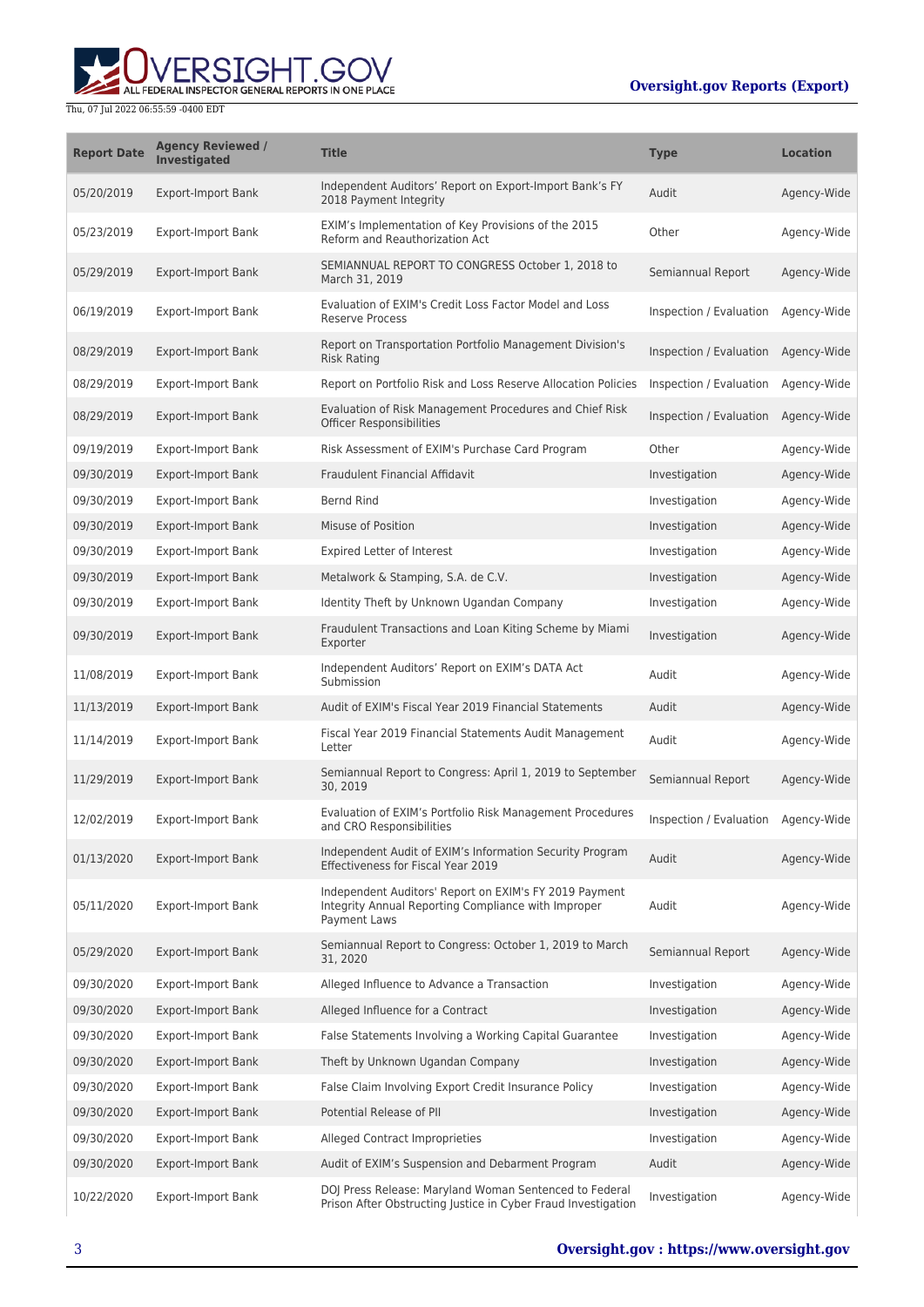| Report Date | Agency Reviewed / Investigated | Title | Type | Location |
| --- | --- | --- | --- | --- |
| 05/20/2019 | Export-Import Bank | Independent Auditors' Report on Export-Import Bank's FY 2018 Payment Integrity | Audit | Agency-Wide |
| 05/23/2019 | Export-Import Bank | EXIM's Implementation of Key Provisions of the 2015 Reform and Reauthorization Act | Other | Agency-Wide |
| 05/29/2019 | Export-Import Bank | SEMIANNUAL REPORT TO CONGRESS October 1, 2018 to March 31, 2019 | Semiannual Report | Agency-Wide |
| 06/19/2019 | Export-Import Bank | Evaluation of EXIM's Credit Loss Factor Model and Loss Reserve Process | Inspection / Evaluation | Agency-Wide |
| 08/29/2019 | Export-Import Bank | Report on Transportation Portfolio Management Division's Risk Rating | Inspection / Evaluation | Agency-Wide |
| 08/29/2019 | Export-Import Bank | Report on Portfolio Risk and Loss Reserve Allocation Policies | Inspection / Evaluation | Agency-Wide |
| 08/29/2019 | Export-Import Bank | Evaluation of Risk Management Procedures and Chief Risk Officer Responsibilities | Inspection / Evaluation | Agency-Wide |
| 09/19/2019 | Export-Import Bank | Risk Assessment of EXIM's Purchase Card Program | Other | Agency-Wide |
| 09/30/2019 | Export-Import Bank | Fraudulent Financial Affidavit | Investigation | Agency-Wide |
| 09/30/2019 | Export-Import Bank | Bernd Rind | Investigation | Agency-Wide |
| 09/30/2019 | Export-Import Bank | Misuse of Position | Investigation | Agency-Wide |
| 09/30/2019 | Export-Import Bank | Expired Letter of Interest | Investigation | Agency-Wide |
| 09/30/2019 | Export-Import Bank | Metalwork & Stamping, S.A. de C.V. | Investigation | Agency-Wide |
| 09/30/2019 | Export-Import Bank | Identity Theft by Unknown Ugandan Company | Investigation | Agency-Wide |
| 09/30/2019 | Export-Import Bank | Fraudulent Transactions and Loan Kiting Scheme by Miami Exporter | Investigation | Agency-Wide |
| 11/08/2019 | Export-Import Bank | Independent Auditors' Report on EXIM's DATA Act Submission | Audit | Agency-Wide |
| 11/13/2019 | Export-Import Bank | Audit of EXIM's Fiscal Year 2019 Financial Statements | Audit | Agency-Wide |
| 11/14/2019 | Export-Import Bank | Fiscal Year 2019 Financial Statements Audit Management Letter | Audit | Agency-Wide |
| 11/29/2019 | Export-Import Bank | Semiannual Report to Congress: April 1, 2019 to September 30, 2019 | Semiannual Report | Agency-Wide |
| 12/02/2019 | Export-Import Bank | Evaluation of EXIM's Portfolio Risk Management Procedures and CRO Responsibilities | Inspection / Evaluation | Agency-Wide |
| 01/13/2020 | Export-Import Bank | Independent Audit of EXIM's Information Security Program Effectiveness for Fiscal Year 2019 | Audit | Agency-Wide |
| 05/11/2020 | Export-Import Bank | Independent Auditors' Report on EXIM's FY 2019 Payment Integrity Annual Reporting Compliance with Improper Payment Laws | Audit | Agency-Wide |
| 05/29/2020 | Export-Import Bank | Semiannual Report to Congress: October 1, 2019 to March 31, 2020 | Semiannual Report | Agency-Wide |
| 09/30/2020 | Export-Import Bank | Alleged Influence to Advance a Transaction | Investigation | Agency-Wide |
| 09/30/2020 | Export-Import Bank | Alleged Influence for a Contract | Investigation | Agency-Wide |
| 09/30/2020 | Export-Import Bank | False Statements Involving a Working Capital Guarantee | Investigation | Agency-Wide |
| 09/30/2020 | Export-Import Bank | Theft by Unknown Ugandan Company | Investigation | Agency-Wide |
| 09/30/2020 | Export-Import Bank | False Claim Involving Export Credit Insurance Policy | Investigation | Agency-Wide |
| 09/30/2020 | Export-Import Bank | Potential Release of PII | Investigation | Agency-Wide |
| 09/30/2020 | Export-Import Bank | Alleged Contract Improprieties | Investigation | Agency-Wide |
| 09/30/2020 | Export-Import Bank | Audit of EXIM's Suspension and Debarment Program | Audit | Agency-Wide |
| 10/22/2020 | Export-Import Bank | DOJ Press Release: Maryland Woman Sentenced to Federal Prison After Obstructing Justice in Cyber Fraud Investigation | Investigation | Agency-Wide |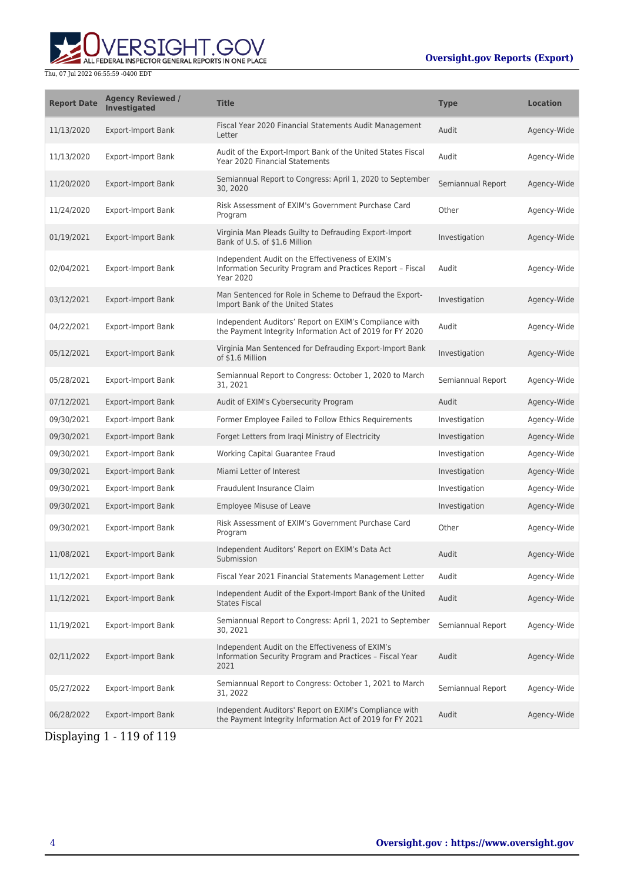| Report Date | Agency Reviewed / Investigated | Title | Type | Location |
|---|---|---|---|---|
| 11/13/2020 | Export-Import Bank | Fiscal Year 2020 Financial Statements Audit Management Letter | Audit | Agency-Wide |
| 11/13/2020 | Export-Import Bank | Audit of the Export-Import Bank of the United States Fiscal Year 2020 Financial Statements | Audit | Agency-Wide |
| 11/20/2020 | Export-Import Bank | Semiannual Report to Congress: April 1, 2020 to September 30, 2020 | Semiannual Report | Agency-Wide |
| 11/24/2020 | Export-Import Bank | Risk Assessment of EXIM's Government Purchase Card Program | Other | Agency-Wide |
| 01/19/2021 | Export-Import Bank | Virginia Man Pleads Guilty to Defrauding Export-Import Bank of U.S. of $1.6 Million | Investigation | Agency-Wide |
| 02/04/2021 | Export-Import Bank | Independent Audit on the Effectiveness of EXIM's Information Security Program and Practices Report – Fiscal Year 2020 | Audit | Agency-Wide |
| 03/12/2021 | Export-Import Bank | Man Sentenced for Role in Scheme to Defraud the Export-Import Bank of the United States | Investigation | Agency-Wide |
| 04/22/2021 | Export-Import Bank | Independent Auditors' Report on EXIM's Compliance with the Payment Integrity Information Act of 2019 for FY 2020 | Audit | Agency-Wide |
| 05/12/2021 | Export-Import Bank | Virginia Man Sentenced for Defrauding Export-Import Bank of $1.6 Million | Investigation | Agency-Wide |
| 05/28/2021 | Export-Import Bank | Semiannual Report to Congress: October 1, 2020 to March 31, 2021 | Semiannual Report | Agency-Wide |
| 07/12/2021 | Export-Import Bank | Audit of EXIM's Cybersecurity Program | Audit | Agency-Wide |
| 09/30/2021 | Export-Import Bank | Former Employee Failed to Follow Ethics Requirements | Investigation | Agency-Wide |
| 09/30/2021 | Export-Import Bank | Forget Letters from Iraqi Ministry of Electricity | Investigation | Agency-Wide |
| 09/30/2021 | Export-Import Bank | Working Capital Guarantee Fraud | Investigation | Agency-Wide |
| 09/30/2021 | Export-Import Bank | Miami Letter of Interest | Investigation | Agency-Wide |
| 09/30/2021 | Export-Import Bank | Fraudulent Insurance Claim | Investigation | Agency-Wide |
| 09/30/2021 | Export-Import Bank | Employee Misuse of Leave | Investigation | Agency-Wide |
| 09/30/2021 | Export-Import Bank | Risk Assessment of EXIM's Government Purchase Card Program | Other | Agency-Wide |
| 11/08/2021 | Export-Import Bank | Independent Auditors' Report on EXIM's Data Act Submission | Audit | Agency-Wide |
| 11/12/2021 | Export-Import Bank | Fiscal Year 2021 Financial Statements Management Letter | Audit | Agency-Wide |
| 11/12/2021 | Export-Import Bank | Independent Audit of the Export-Import Bank of the United States Fiscal | Audit | Agency-Wide |
| 11/19/2021 | Export-Import Bank | Semiannual Report to Congress: April 1, 2021 to September 30, 2021 | Semiannual Report | Agency-Wide |
| 02/11/2022 | Export-Import Bank | Independent Audit on the Effectiveness of EXIM's Information Security Program and Practices – Fiscal Year 2021 | Audit | Agency-Wide |
| 05/27/2022 | Export-Import Bank | Semiannual Report to Congress: October 1, 2021 to March 31, 2022 | Semiannual Report | Agency-Wide |
| 06/28/2022 | Export-Import Bank | Independent Auditors' Report on EXIM's Compliance with the Payment Integrity Information Act of 2019 for FY 2021 | Audit | Agency-Wide |

Displaying 1 - 119 of 119